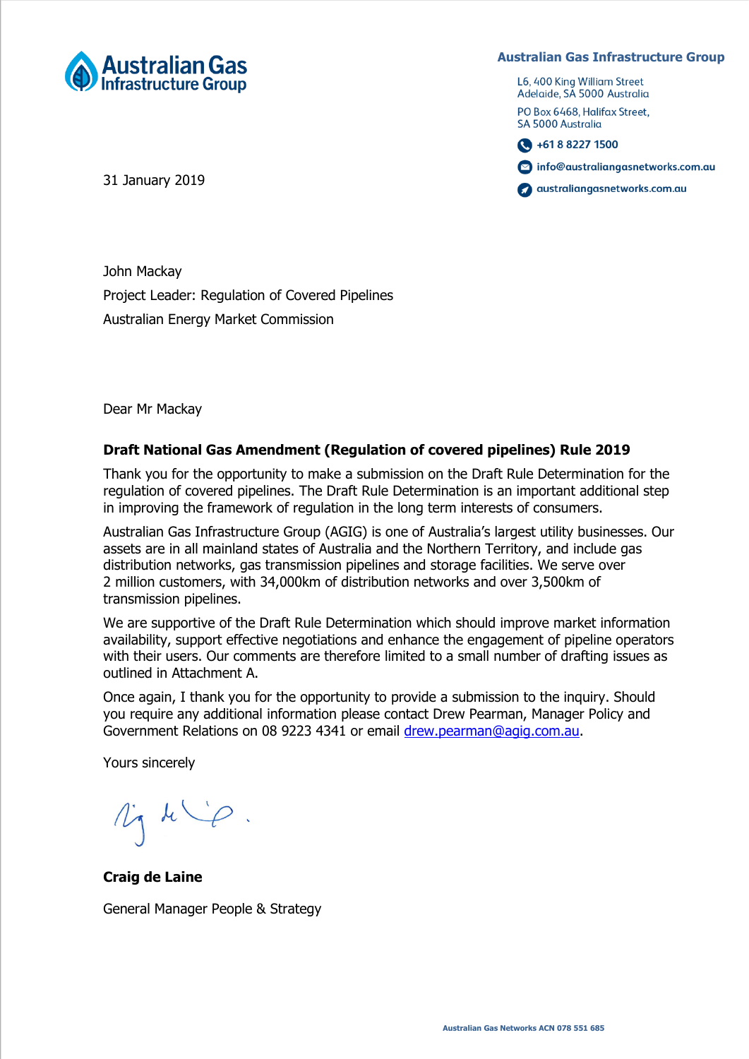Australian Gas Infrastructure Group

**Australian Gas Infrastructure Group**

L6, 400 King William Street
Adelaide, SA 5000 Australia

PO Box 6468, Halifax Street,
SA 5000 Australia

+61 8 8227 1500

info@australiangasnetworks.com.au

australiangasnetworks.com.au

31 January 2019

John Mackay

Project Leader: Regulation of Covered Pipelines

Australian Energy Market Commission

Dear Mr Mackay

**Draft National Gas Amendment (Regulation of covered pipelines) Rule 2019**

Thank you for the opportunity to make a submission on the Draft Rule Determination for the regulation of covered pipelines. The Draft Rule Determination is an important additional step in improving the framework of regulation in the long term interests of consumers.

Australian Gas Infrastructure Group (AGIG) is one of Australia's largest utility businesses. Our assets are in all mainland states of Australia and the Northern Territory, and include gas distribution networks, gas transmission pipelines and storage facilities. We serve over 2 million customers, with 34,000km of distribution networks and over 3,500km of transmission pipelines.

We are supportive of the Draft Rule Determination which should improve market information availability, support effective negotiations and enhance the engagement of pipeline operators with their users. Our comments are therefore limited to a small number of drafting issues as outlined in Attachment A.

Once again, I thank you for the opportunity to provide a submission to the inquiry. Should you require any additional information please contact Drew Pearman, Manager Policy and Government Relations on 08 9223 4341 or email drew.pearman@agig.com.au.

Yours sincerely

**Craig de Laine**

General Manager People & Strategy

Australian Gas Networks ACN 078 551 685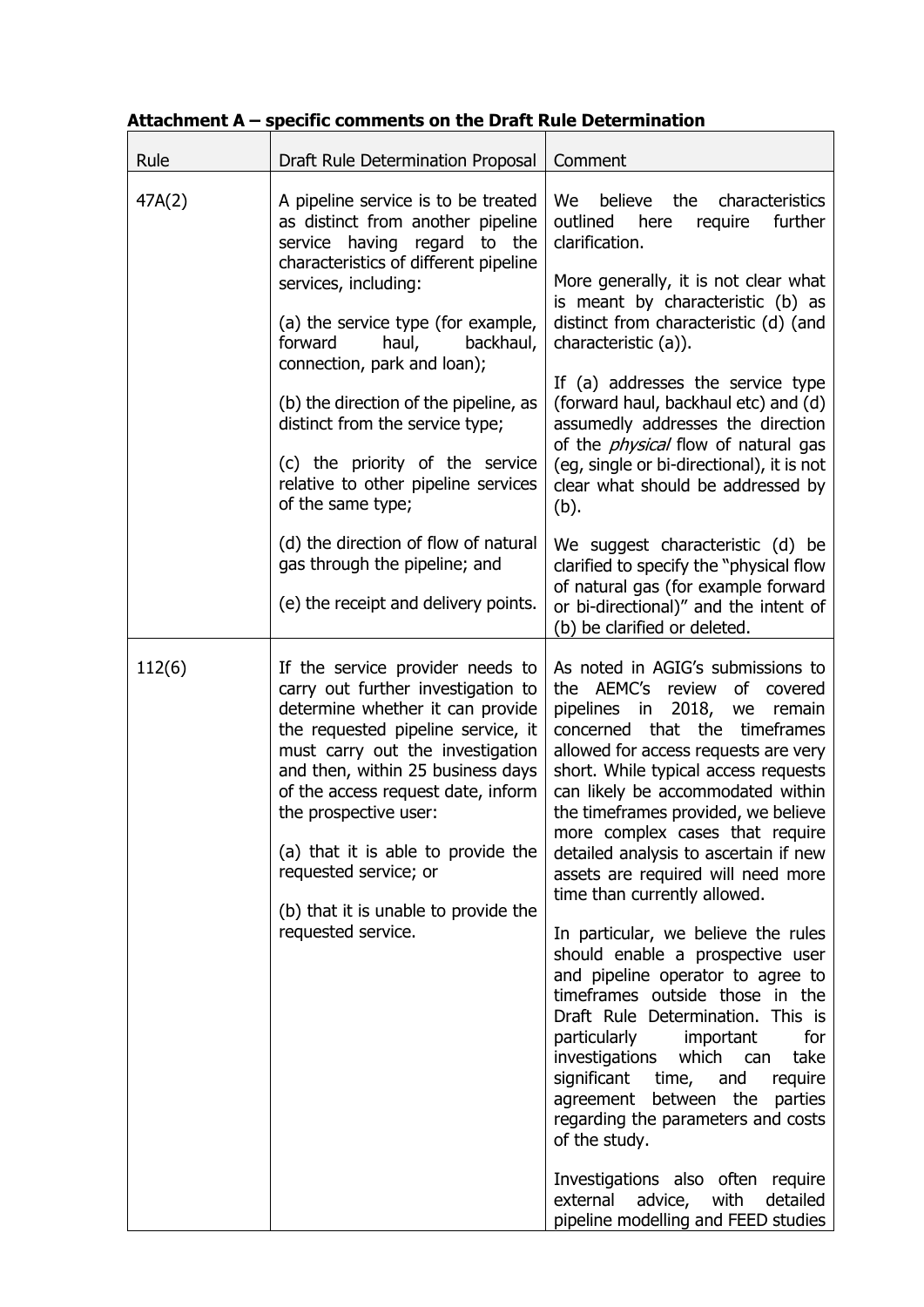**Attachment A – specific comments on the Draft Rule Determination**

| Rule | Draft Rule Determination Proposal | Comment |
|---|---|---|
| 47A(2) | A pipeline service is to be treated as distinct from another pipeline service having regard to the characteristics of different pipeline services, including:<br><br>(a) the service type (for example, forward haul, backhaul, connection, park and loan);<br><br>(b) the direction of the pipeline, as distinct from the service type;<br><br>(c) the priority of the service relative to other pipeline services of the same type;<br><br>(d) the direction of flow of natural gas through the pipeline; and<br><br>(e) the receipt and delivery points. | We believe the characteristics outlined here require further clarification.<br><br>More generally, it is not clear what is meant by characteristic (b) as distinct from characteristic (d) (and characteristic (a)).<br><br>If (a) addresses the service type (forward haul, backhaul etc) and (d) assumedly addresses the direction of the *physical* flow of natural gas (eg, single or bi-directional), it is not clear what should be addressed by (b).<br><br>We suggest characteristic (d) be clarified to specify the "physical flow of natural gas (for example forward or bi-directional)" and the intent of (b) be clarified or deleted. |
| 112(6) | If the service provider needs to carry out further investigation to determine whether it can provide the requested pipeline service, it must carry out the investigation and then, within 25 business days of the access request date, inform the prospective user:<br><br>(a) that it is able to provide the requested service; or<br><br>(b) that it is unable to provide the requested service. | As noted in AGIG's submissions to the AEMC's review of covered pipelines in 2018, we remain concerned that the timeframes allowed for access requests are very short. While typical access requests can likely be accommodated within the timeframes provided, we believe more complex cases that require detailed analysis to ascertain if new assets are required will need more time than currently allowed.<br><br>In particular, we believe the rules should enable a prospective user and pipeline operator to agree to timeframes outside those in the Draft Rule Determination. This is particularly important for investigations which can take significant time, and require agreement between the parties regarding the parameters and costs of the study.<br><br>Investigations also often require external advice, with detailed pipeline modelling and FEED studies |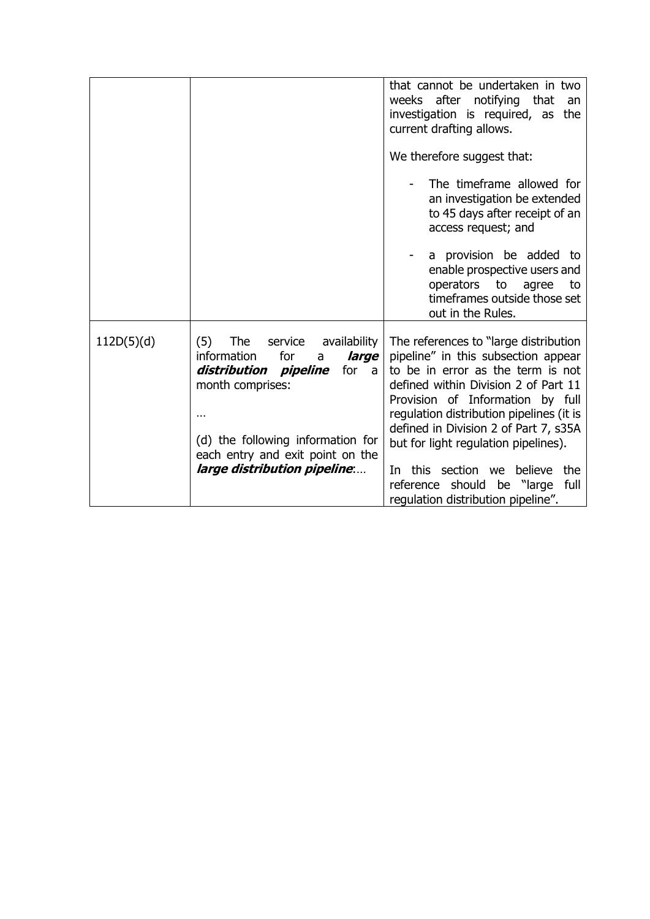| | | |
|---|---|---|
| | | that cannot be undertaken in two weeks after notifying that an investigation is required, as the current drafting allows.<br><br>We therefore suggest that:<br><br>- The timeframe allowed for an investigation be extended to 45 days after receipt of an access request; and<br><br>- a provision be added to enable prospective users and operators to agree to timeframes outside those set out in the Rules. |
| 112D(5)(d) | (5) The service availability information for a ***large distribution pipeline*** for a month comprises:<br><br>…<br><br>(d) the following information for each entry and exit point on the ***large distribution pipeline***:… | The references to "large distribution pipeline" in this subsection appear to be in error as the term is not defined within Division 2 of Part 11 Provision of Information by full regulation distribution pipelines (it is defined in Division 2 of Part 7, s35A but for light regulation pipelines).<br><br>In this section we believe the reference should be "large full regulation distribution pipeline". |